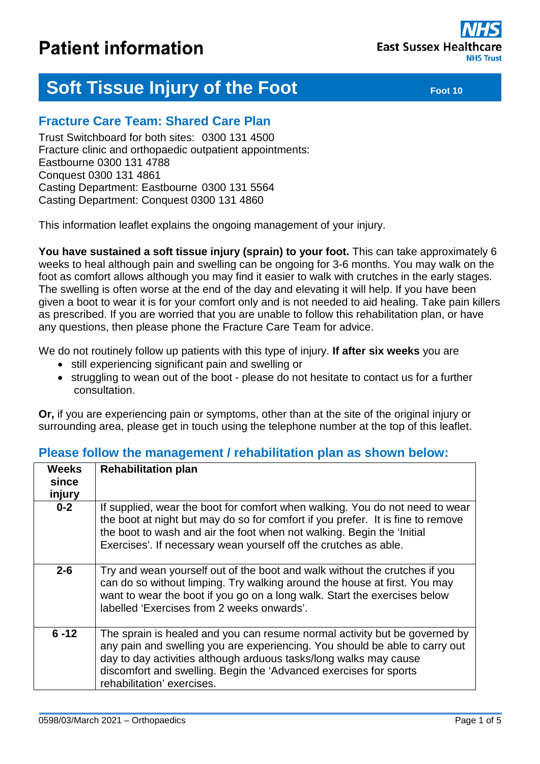# Patient information

East Sussex Healthcare NHS Trust

## Soft Tissue Injury of the Foot

Foot 10

### Fracture Care Team: Shared Care Plan

Trust Switchboard for both sites: 0300 131 4500
Fracture clinic and orthopaedic outpatient appointments:
Eastbourne 0300 131 4788
Conquest 0300 131 4861
Casting Department: Eastbourne 0300 131 5564
Casting Department: Conquest 0300 131 4860

This information leaflet explains the ongoing management of your injury.

**You have sustained a soft tissue injury (sprain) to your foot.** This can take approximately 6 weeks to heal although pain and swelling can be ongoing for 3-6 months. You may walk on the foot as comfort allows although you may find it easier to walk with crutches in the early stages. The swelling is often worse at the end of the day and elevating it will help. If you have been given a boot to wear it is for your comfort only and is not needed to aid healing. Take pain killers as prescribed. If you are worried that you are unable to follow this rehabilitation plan, or have any questions, then please phone the Fracture Care Team for advice.

We do not routinely follow up patients with this type of injury. **If after six weeks** you are

- still experiencing significant pain and swelling or
- struggling to wean out of the boot - please do not hesitate to contact us for a further consultation.

**Or,** if you are experiencing pain or symptoms, other than at the site of the original injury or surrounding area, please get in touch using the telephone number at the top of this leaflet.

### Please follow the management / rehabilitation plan as shown below:

| Weeks since injury | Rehabilitation plan |
|---|---|
| 0-2 | If supplied, wear the boot for comfort when walking. You do not need to wear the boot at night but may do so for comfort if you prefer. It is fine to remove the boot to wash and air the foot when not walking. Begin the 'Initial Exercises'. If necessary wean yourself off the crutches as able. |
| 2-6 | Try and wean yourself out of the boot and walk without the crutches if you can do so without limping. Try walking around the house at first. You may want to wear the boot if you go on a long walk. Start the exercises below labelled 'Exercises from 2 weeks onwards'. |
| 6 -12 | The sprain is healed and you can resume normal activity but be governed by any pain and swelling you are experiencing. You should be able to carry out day to day activities although arduous tasks/long walks may cause discomfort and swelling. Begin the 'Advanced exercises for sports rehabilitation' exercises. |

0598/03/March 2021 – Orthopaedics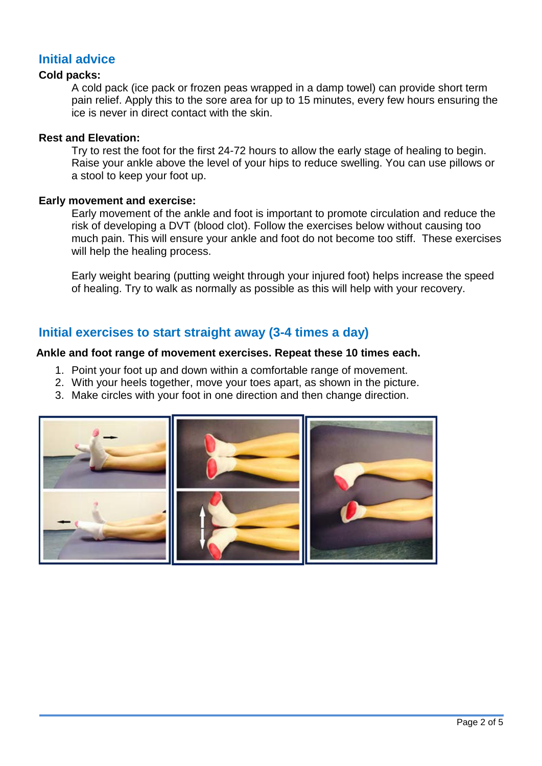## Initial advice

**Cold packs:**

A cold pack (ice pack or frozen peas wrapped in a damp towel) can provide short term pain relief. Apply this to the sore area for up to 15 minutes, every few hours ensuring the ice is never in direct contact with the skin.

**Rest and Elevation:**

Try to rest the foot for the first 24-72 hours to allow the early stage of healing to begin. Raise your ankle above the level of your hips to reduce swelling. You can use pillows or a stool to keep your foot up.

**Early movement and exercise:**

Early movement of the ankle and foot is important to promote circulation and reduce the risk of developing a DVT (blood clot). Follow the exercises below without causing too much pain. This will ensure your ankle and foot do not become too stiff. These exercises will help the healing process.

Early weight bearing (putting weight through your injured foot) helps increase the speed of healing. Try to walk as normally as possible as this will help with your recovery.

## Initial exercises to start straight away (3-4 times a day)

**Ankle and foot range of movement exercises. Repeat these 10 times each.**

1. Point your foot up and down within a comfortable range of movement.
2. With your heels together, move your toes apart, as shown in the picture.
3. Make circles with your foot in one direction and then change direction.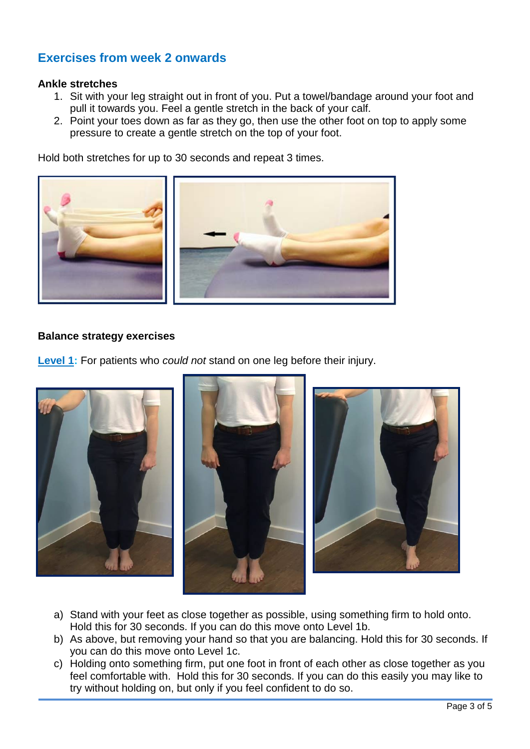## Exercises from week 2 onwards

**Ankle stretches**

1. Sit with your leg straight out in front of you. Put a towel/bandage around your foot and pull it towards you. Feel a gentle stretch in the back of your calf.
2. Point your toes down as far as they go, then use the other foot on top to apply some pressure to create a gentle stretch on the top of your foot.

Hold both stretches for up to 30 seconds and repeat 3 times.

**Balance strategy exercises**

**Level 1:** For patients who *could not* stand on one leg before their injury.

a) Stand with your feet as close together as possible, using something firm to hold onto. Hold this for 30 seconds. If you can do this move onto Level 1b.
b) As above, but removing your hand so that you are balancing. Hold this for 30 seconds. If you can do this move onto Level 1c.
c) Holding onto something firm, put one foot in front of each other as close together as you feel comfortable with. Hold this for 30 seconds. If you can do this easily you may like to try without holding on, but only if you feel confident to do so.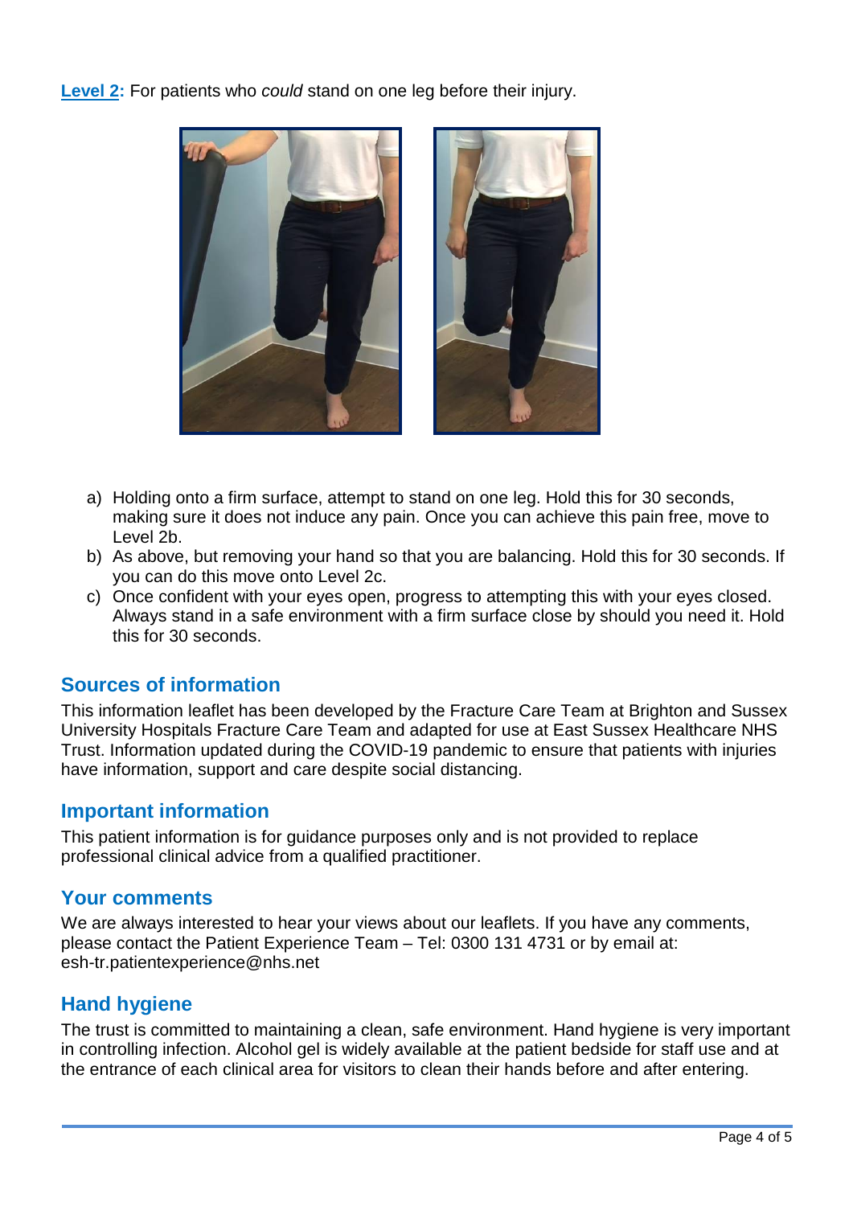**Level 2:** For patients who *could* stand on one leg before their injury.

a) Holding onto a firm surface, attempt to stand on one leg. Hold this for 30 seconds, making sure it does not induce any pain. Once you can achieve this pain free, move to Level 2b.
b) As above, but removing your hand so that you are balancing. Hold this for 30 seconds. If you can do this move onto Level 2c.
c) Once confident with your eyes open, progress to attempting this with your eyes closed. Always stand in a safe environment with a firm surface close by should you need it. Hold this for 30 seconds.

## Sources of information

This information leaflet has been developed by the Fracture Care Team at Brighton and Sussex University Hospitals Fracture Care Team and adapted for use at East Sussex Healthcare NHS Trust. Information updated during the COVID-19 pandemic to ensure that patients with injuries have information, support and care despite social distancing.

## Important information

This patient information is for guidance purposes only and is not provided to replace professional clinical advice from a qualified practitioner.

## Your comments

We are always interested to hear your views about our leaflets. If you have any comments, please contact the Patient Experience Team – Tel: 0300 131 4731 or by email at: esh-tr.patientexperience@nhs.net

## Hand hygiene

The trust is committed to maintaining a clean, safe environment. Hand hygiene is very important in controlling infection. Alcohol gel is widely available at the patient bedside for staff use and at the entrance of each clinical area for visitors to clean their hands before and after entering.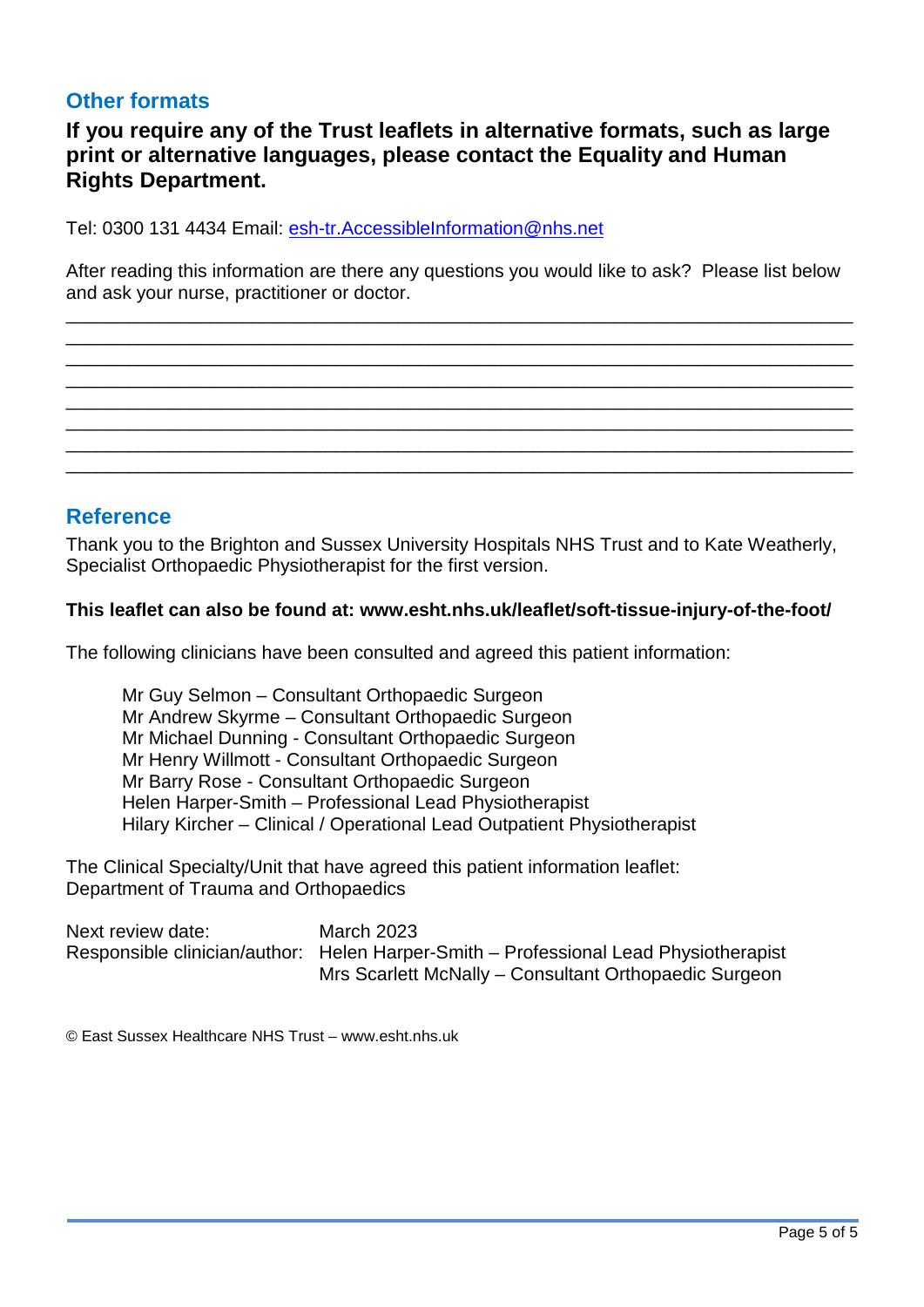## Other formats

**If you require any of the Trust leaflets in alternative formats, such as large print or alternative languages, please contact the Equality and Human Rights Department.**

Tel: 0300 131 4434 Email: esh-tr.AccessibleInformation@nhs.net

After reading this information are there any questions you would like to ask? Please list below and ask your nurse, practitioner or doctor.

_______________________________________________________________________________
_______________________________________________________________________________
_______________________________________________________________________________
_______________________________________________________________________________
_______________________________________________________________________________
_______________________________________________________________________________
_______________________________________________________________________________
_______________________________________________________________________________

## Reference

Thank you to the Brighton and Sussex University Hospitals NHS Trust and to Kate Weatherly, Specialist Orthopaedic Physiotherapist for the first version.

**This leaflet can also be found at: www.esht.nhs.uk/leaflet/soft-tissue-injury-of-the-foot/**

The following clinicians have been consulted and agreed this patient information:

Mr Guy Selmon – Consultant Orthopaedic Surgeon
Mr Andrew Skyrme – Consultant Orthopaedic Surgeon
Mr Michael Dunning - Consultant Orthopaedic Surgeon
Mr Henry Willmott - Consultant Orthopaedic Surgeon
Mr Barry Rose - Consultant Orthopaedic Surgeon
Helen Harper-Smith – Professional Lead Physiotherapist
Hilary Kircher – Clinical / Operational Lead Outpatient Physiotherapist

The Clinical Specialty/Unit that have agreed this patient information leaflet:
Department of Trauma and Orthopaedics

| | |
|---|---|
| Next review date: | March 2023 |
| Responsible clinician/author: | Helen Harper-Smith – Professional Lead Physiotherapist |
| | Mrs Scarlett McNally – Consultant Orthopaedic Surgeon |

© East Sussex Healthcare NHS Trust – www.esht.nhs.uk